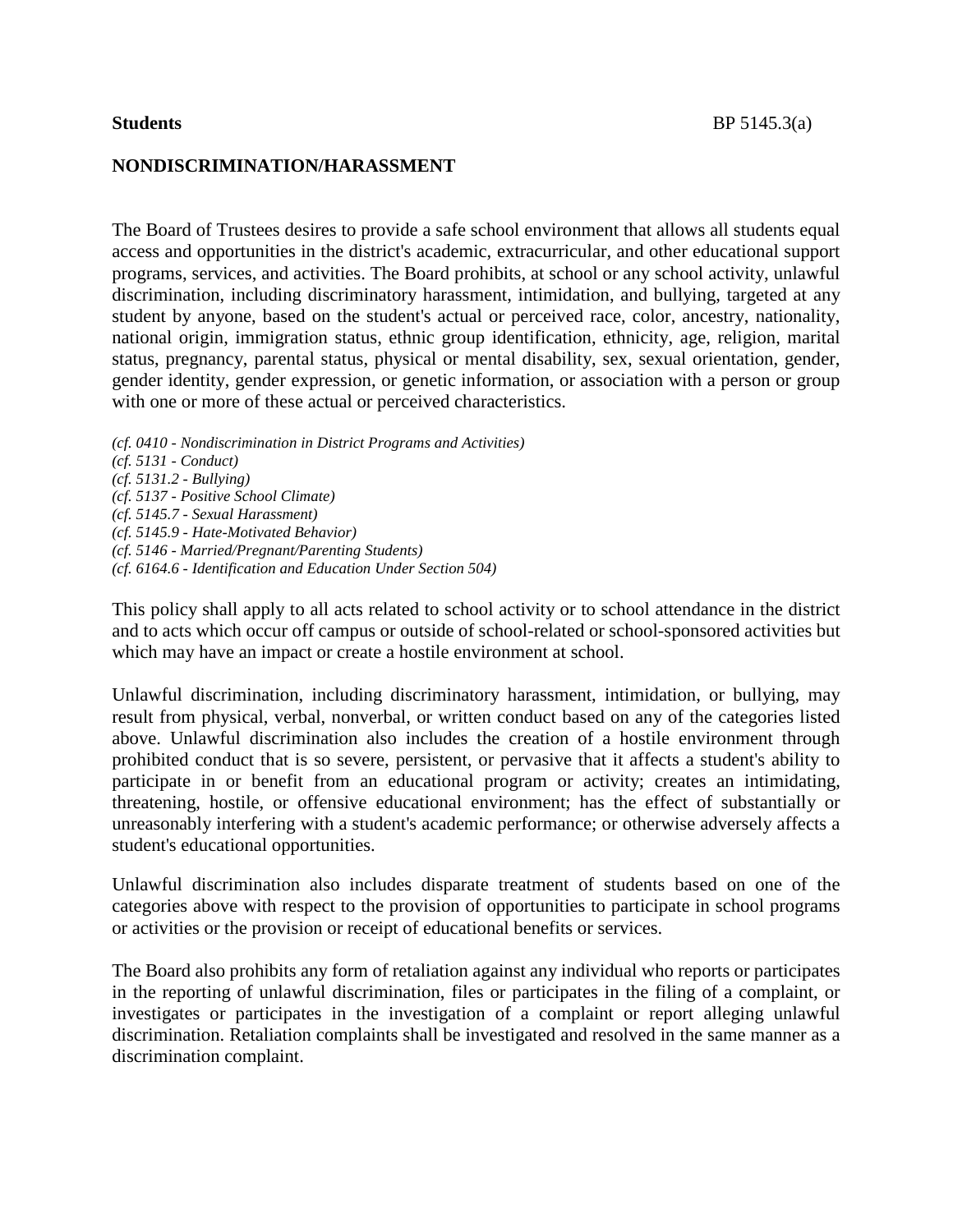**Students** BP 5145.3(a)

## NONDISCRIMINATION/HARASSMENT

The Board of Trustees desires to provide a safe school environment that allows all students equal access and opportunities in the district's academic, extracurricular, and other educational support programs, services, and activities. The Board prohibits, at school or any school activity, unlawful discrimination, including discriminatory harassment, intimidation, and bullying, targeted at any student by anyone, based on the student's actual or perceived race, color, ancestry, nationality, national origin, immigration status, ethnic group identification, ethnicity, age, religion, marital status, pregnancy, parental status, physical or mental disability, sex, sexual orientation, gender, gender identity, gender expression, or genetic information, or association with a person or group with one or more of these actual or perceived characteristics.

*(cf. 0410 - Nondiscrimination in District Programs and Activities)*
*(cf. 5131 - Conduct)*
*(cf. 5131.2 - Bullying)*
*(cf. 5137 - Positive School Climate)*
*(cf. 5145.7 - Sexual Harassment)*
*(cf. 5145.9 - Hate-Motivated Behavior)*
*(cf. 5146 - Married/Pregnant/Parenting Students)*
*(cf. 6164.6 - Identification and Education Under Section 504)*

This policy shall apply to all acts related to school activity or to school attendance in the district and to acts which occur off campus or outside of school-related or school-sponsored activities but which may have an impact or create a hostile environment at school.

Unlawful discrimination, including discriminatory harassment, intimidation, or bullying, may result from physical, verbal, nonverbal, or written conduct based on any of the categories listed above. Unlawful discrimination also includes the creation of a hostile environment through prohibited conduct that is so severe, persistent, or pervasive that it affects a student's ability to participate in or benefit from an educational program or activity; creates an intimidating, threatening, hostile, or offensive educational environment; has the effect of substantially or unreasonably interfering with a student's academic performance; or otherwise adversely affects a student's educational opportunities.

Unlawful discrimination also includes disparate treatment of students based on one of the categories above with respect to the provision of opportunities to participate in school programs or activities or the provision or receipt of educational benefits or services.

The Board also prohibits any form of retaliation against any individual who reports or participates in the reporting of unlawful discrimination, files or participates in the filing of a complaint, or investigates or participates in the investigation of a complaint or report alleging unlawful discrimination. Retaliation complaints shall be investigated and resolved in the same manner as a discrimination complaint.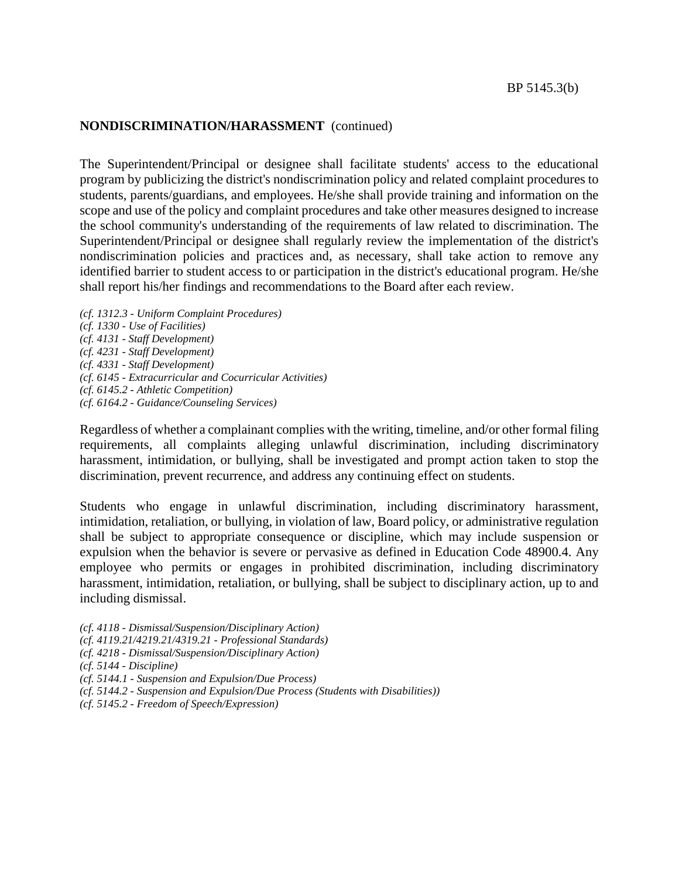**NONDISCRIMINATION/HARASSMENT** (continued)

The Superintendent/Principal or designee shall facilitate students' access to the educational program by publicizing the district's nondiscrimination policy and related complaint procedures to students, parents/guardians, and employees. He/she shall provide training and information on the scope and use of the policy and complaint procedures and take other measures designed to increase the school community's understanding of the requirements of law related to discrimination. The Superintendent/Principal or designee shall regularly review the implementation of the district's nondiscrimination policies and practices and, as necessary, shall take action to remove any identified barrier to student access to or participation in the district's educational program. He/she shall report his/her findings and recommendations to the Board after each review.

*(cf. 1312.3 - Uniform Complaint Procedures)*
*(cf. 1330 - Use of Facilities)*
*(cf. 4131 - Staff Development)*
*(cf. 4231 - Staff Development)*
*(cf. 4331 - Staff Development)*
*(cf. 6145 - Extracurricular and Cocurricular Activities)*
*(cf. 6145.2 - Athletic Competition)*
*(cf. 6164.2 - Guidance/Counseling Services)*

Regardless of whether a complainant complies with the writing, timeline, and/or other formal filing requirements, all complaints alleging unlawful discrimination, including discriminatory harassment, intimidation, or bullying, shall be investigated and prompt action taken to stop the discrimination, prevent recurrence, and address any continuing effect on students.

Students who engage in unlawful discrimination, including discriminatory harassment, intimidation, retaliation, or bullying, in violation of law, Board policy, or administrative regulation shall be subject to appropriate consequence or discipline, which may include suspension or expulsion when the behavior is severe or pervasive as defined in Education Code 48900.4. Any employee who permits or engages in prohibited discrimination, including discriminatory harassment, intimidation, retaliation, or bullying, shall be subject to disciplinary action, up to and including dismissal.

*(cf. 4118 - Dismissal/Suspension/Disciplinary Action)*
*(cf. 4119.21/4219.21/4319.21 - Professional Standards)*
*(cf. 4218 - Dismissal/Suspension/Disciplinary Action)*
*(cf. 5144 - Discipline)*
*(cf. 5144.1 - Suspension and Expulsion/Due Process)*
*(cf. 5144.2 - Suspension and Expulsion/Due Process (Students with Disabilities))*
*(cf. 5145.2 - Freedom of Speech/Expression)*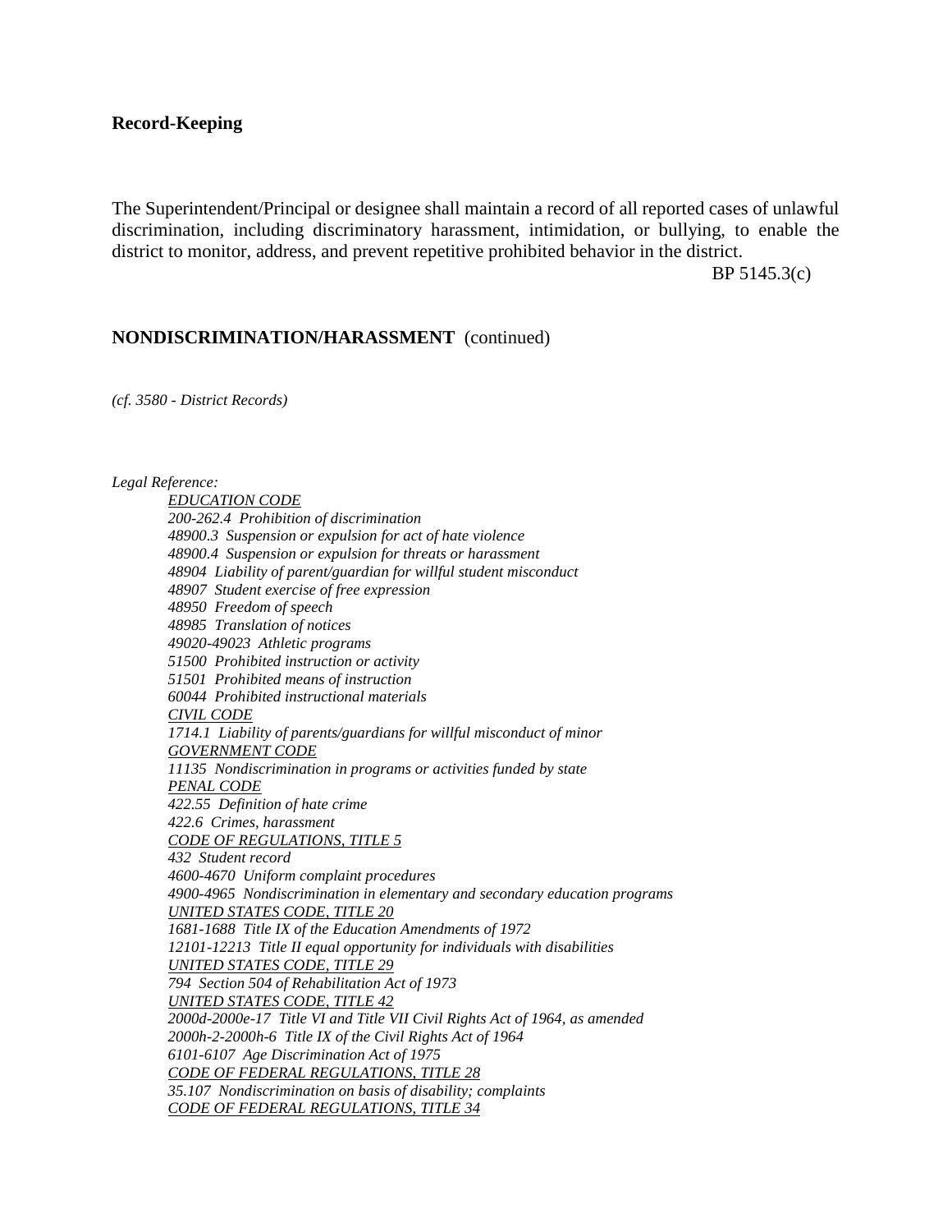**Record-Keeping**

The Superintendent/Principal or designee shall maintain a record of all reported cases of unlawful discrimination, including discriminatory harassment, intimidation, or bullying, to enable the district to monitor, address, and prevent repetitive prohibited behavior in the district.

*(cf. 3580 - District Records)*

*Legal Reference:*

*EDUCATION CODE*
*200-262.4 Prohibition of discrimination*
*48900.3 Suspension or expulsion for act of hate violence*
*48900.4 Suspension or expulsion for threats or harassment*
*48904 Liability of parent/guardian for willful student misconduct*
*48907 Student exercise of free expression*
*48950 Freedom of speech*
*48985 Translation of notices*
*49020-49023 Athletic programs*
*51500 Prohibited instruction or activity*
*51501 Prohibited means of instruction*
*60044 Prohibited instructional materials*
*CIVIL CODE*
*1714.1 Liability of parents/guardians for willful misconduct of minor*
*GOVERNMENT CODE*
*11135 Nondiscrimination in programs or activities funded by state*
*PENAL CODE*
*422.55 Definition of hate crime*
*422.6 Crimes, harassment*
*CODE OF REGULATIONS, TITLE 5*
*432 Student record*
*4600-4670 Uniform complaint procedures*
*4900-4965 Nondiscrimination in elementary and secondary education programs*
*UNITED STATES CODE, TITLE 20*
*1681-1688 Title IX of the Education Amendments of 1972*
*12101-12213 Title II equal opportunity for individuals with disabilities*
*UNITED STATES CODE, TITLE 29*
*794 Section 504 of Rehabilitation Act of 1973*
*UNITED STATES CODE, TITLE 42*
*2000d-2000e-17 Title VI and Title VII Civil Rights Act of 1964, as amended*
*2000h-2-2000h-6 Title IX of the Civil Rights Act of 1964*
*6101-6107 Age Discrimination Act of 1975*
*CODE OF FEDERAL REGULATIONS, TITLE 28*
*35.107 Nondiscrimination on basis of disability; complaints*
*CODE OF FEDERAL REGULATIONS, TITLE 34*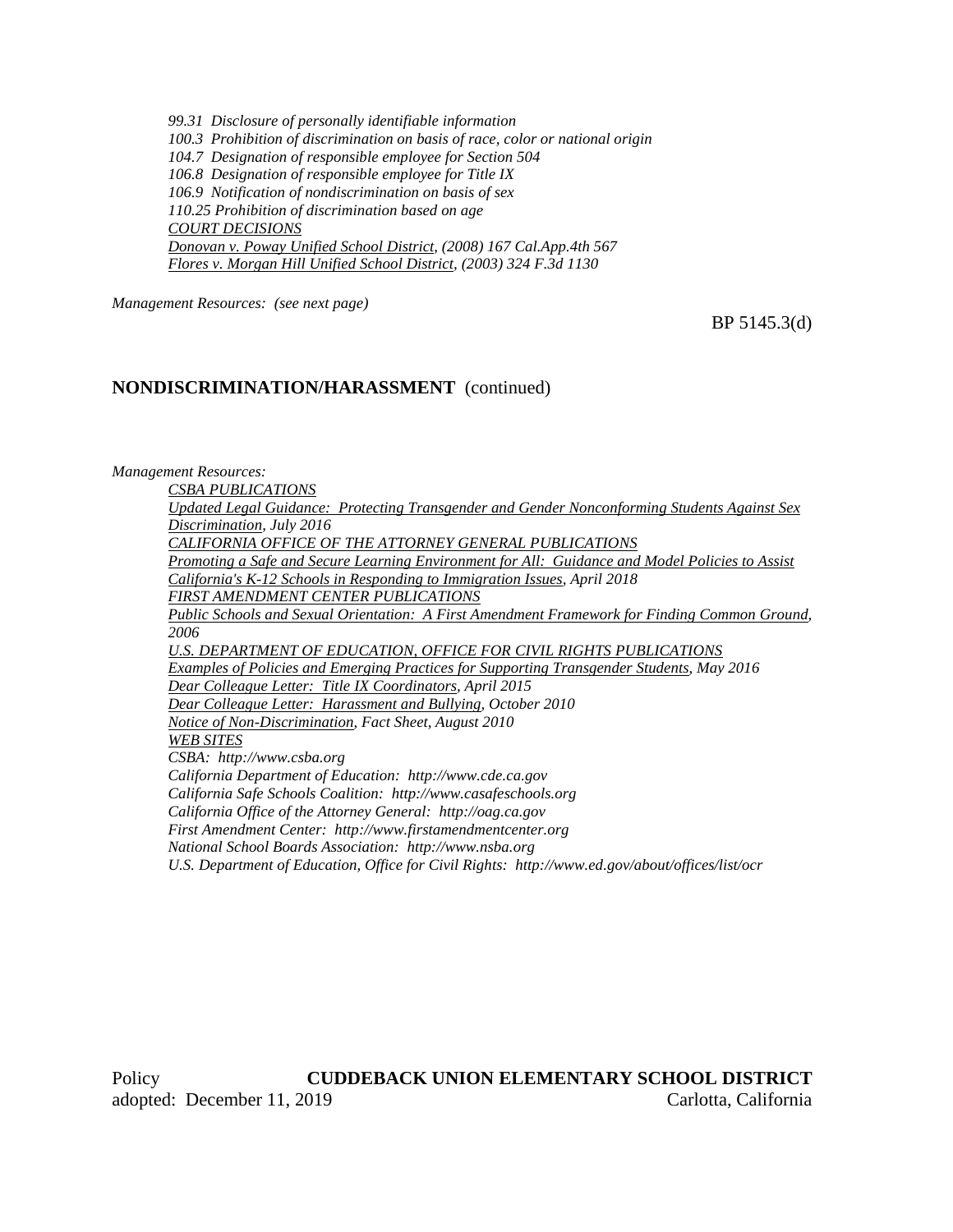*99.31 Disclosure of personally identifiable information*
*100.3 Prohibition of discrimination on basis of race, color or national origin*
*104.7 Designation of responsible employee for Section 504*
*106.8 Designation of responsible employee for Title IX*
*106.9 Notification of nondiscrimination on basis of sex*
*110.25 Prohibition of discrimination based on age*
*COURT DECISIONS*
*Donovan v. Poway Unified School District, (2008) 167 Cal.App.4th 567*
*Flores v. Morgan Hill Unified School District, (2003) 324 F.3d 1130*

*Management Resources: (see next page)*

BP 5145.3(d)

**NONDISCRIMINATION/HARASSMENT** (continued)

*Management Resources:*
*CSBA PUBLICATIONS*
*Updated Legal Guidance: Protecting Transgender and Gender Nonconforming Students Against Sex Discrimination, July 2016*
*CALIFORNIA OFFICE OF THE ATTORNEY GENERAL PUBLICATIONS*
*Promoting a Safe and Secure Learning Environment for All: Guidance and Model Policies to Assist California's K-12 Schools in Responding to Immigration Issues, April 2018*
*FIRST AMENDMENT CENTER PUBLICATIONS*
*Public Schools and Sexual Orientation: A First Amendment Framework for Finding Common Ground, 2006*
*U.S. DEPARTMENT OF EDUCATION, OFFICE FOR CIVIL RIGHTS PUBLICATIONS*
*Examples of Policies and Emerging Practices for Supporting Transgender Students, May 2016*
*Dear Colleague Letter: Title IX Coordinators, April 2015*
*Dear Colleague Letter: Harassment and Bullying, October 2010*
*Notice of Non-Discrimination, Fact Sheet, August 2010*
*WEB SITES*
*CSBA: http://www.csba.org*
*California Department of Education: http://www.cde.ca.gov*
*California Safe Schools Coalition: http://www.casafeschools.org*
*California Office of the Attorney General: http://oag.ca.gov*
*First Amendment Center: http://www.firstamendmentcenter.org*
*National School Boards Association: http://www.nsba.org*
*U.S. Department of Education, Office for Civil Rights: http://www.ed.gov/about/offices/list/ocr*

Policy **CUDDEBACK UNION ELEMENTARY SCHOOL DISTRICT**
adopted: December 11, 2019 Carlotta, California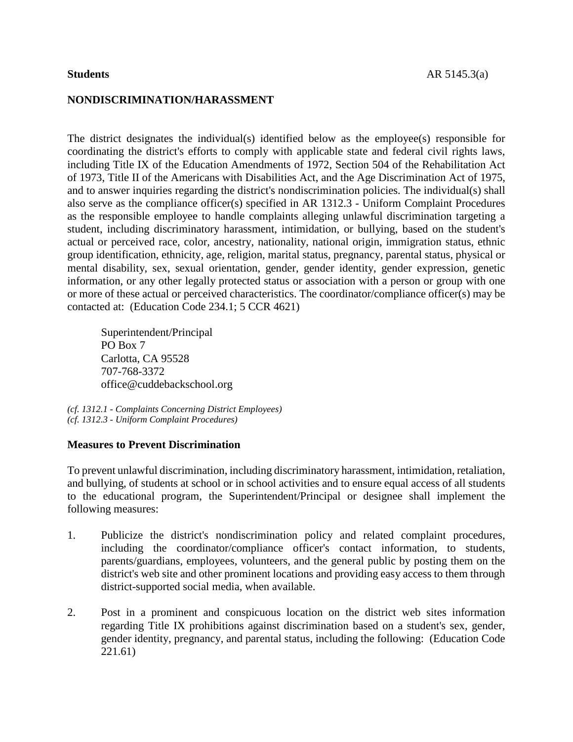**Students** AR 5145.3(a)

## NONDISCRIMINATION/HARASSMENT

The district designates the individual(s) identified below as the employee(s) responsible for coordinating the district's efforts to comply with applicable state and federal civil rights laws, including Title IX of the Education Amendments of 1972, Section 504 of the Rehabilitation Act of 1973, Title II of the Americans with Disabilities Act, and the Age Discrimination Act of 1975, and to answer inquiries regarding the district's nondiscrimination policies. The individual(s) shall also serve as the compliance officer(s) specified in AR 1312.3 - Uniform Complaint Procedures as the responsible employee to handle complaints alleging unlawful discrimination targeting a student, including discriminatory harassment, intimidation, or bullying, based on the student's actual or perceived race, color, ancestry, nationality, national origin, immigration status, ethnic group identification, ethnicity, age, religion, marital status, pregnancy, parental status, physical or mental disability, sex, sexual orientation, gender, gender identity, gender expression, genetic information, or any other legally protected status or association with a person or group with one or more of these actual or perceived characteristics. The coordinator/compliance officer(s) may be contacted at: (Education Code 234.1; 5 CCR 4621)

> Superintendent/Principal
> PO Box 7
> Carlotta, CA 95528
> 707-768-3372
> office@cuddebackschool.org

*(cf. 1312.1 - Complaints Concerning District Employees)*
*(cf. 1312.3 - Uniform Complaint Procedures)*

### Measures to Prevent Discrimination

To prevent unlawful discrimination, including discriminatory harassment, intimidation, retaliation, and bullying, of students at school or in school activities and to ensure equal access of all students to the educational program, the Superintendent/Principal or designee shall implement the following measures:

1. Publicize the district's nondiscrimination policy and related complaint procedures, including the coordinator/compliance officer's contact information, to students, parents/guardians, employees, volunteers, and the general public by posting them on the district's web site and other prominent locations and providing easy access to them through district-supported social media, when available.

2. Post in a prominent and conspicuous location on the district web sites information regarding Title IX prohibitions against discrimination based on a student's sex, gender, gender identity, pregnancy, and parental status, including the following: (Education Code 221.61)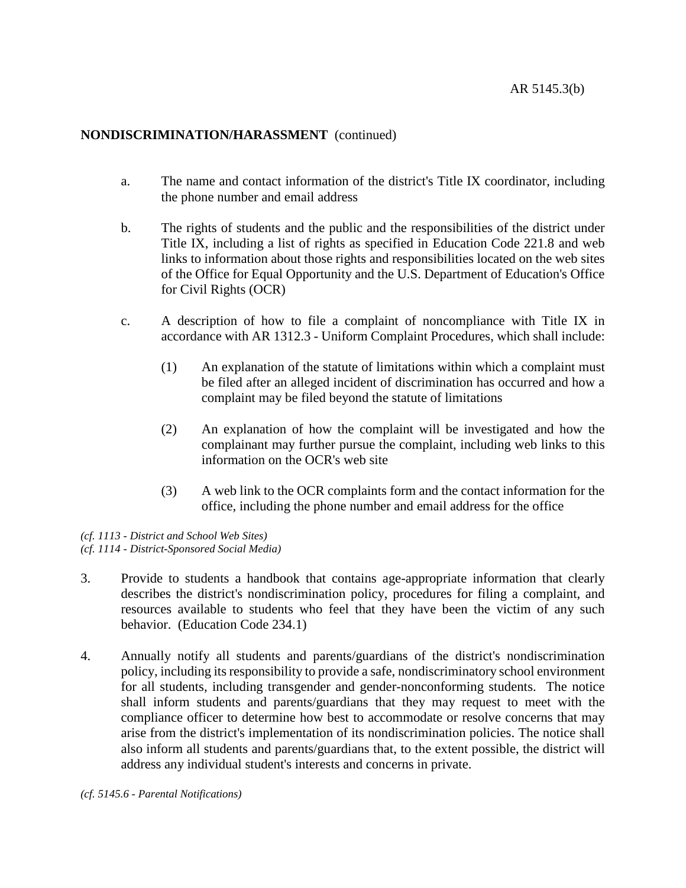**NONDISCRIMINATION/HARASSMENT** (continued)

a. The name and contact information of the district's Title IX coordinator, including the phone number and email address

b. The rights of students and the public and the responsibilities of the district under Title IX, including a list of rights as specified in Education Code 221.8 and web links to information about those rights and responsibilities located on the web sites of the Office for Equal Opportunity and the U.S. Department of Education's Office for Civil Rights (OCR)

c. A description of how to file a complaint of noncompliance with Title IX in accordance with AR 1312.3 - Uniform Complaint Procedures, which shall include:

   (1) An explanation of the statute of limitations within which a complaint must be filed after an alleged incident of discrimination has occurred and how a complaint may be filed beyond the statute of limitations

   (2) An explanation of how the complaint will be investigated and how the complainant may further pursue the complaint, including web links to this information on the OCR's web site

   (3) A web link to the OCR complaints form and the contact information for the office, including the phone number and email address for the office

*(cf. 1113 - District and School Web Sites)*
*(cf. 1114 - District-Sponsored Social Media)*

3. Provide to students a handbook that contains age-appropriate information that clearly describes the district's nondiscrimination policy, procedures for filing a complaint, and resources available to students who feel that they have been the victim of any such behavior. (Education Code 234.1)

4. Annually notify all students and parents/guardians of the district's nondiscrimination policy, including its responsibility to provide a safe, nondiscriminatory school environment for all students, including transgender and gender-nonconforming students. The notice shall inform students and parents/guardians that they may request to meet with the compliance officer to determine how best to accommodate or resolve concerns that may arise from the district's implementation of its nondiscrimination policies. The notice shall also inform all students and parents/guardians that, to the extent possible, the district will address any individual student's interests and concerns in private.

*(cf. 5145.6 - Parental Notifications)*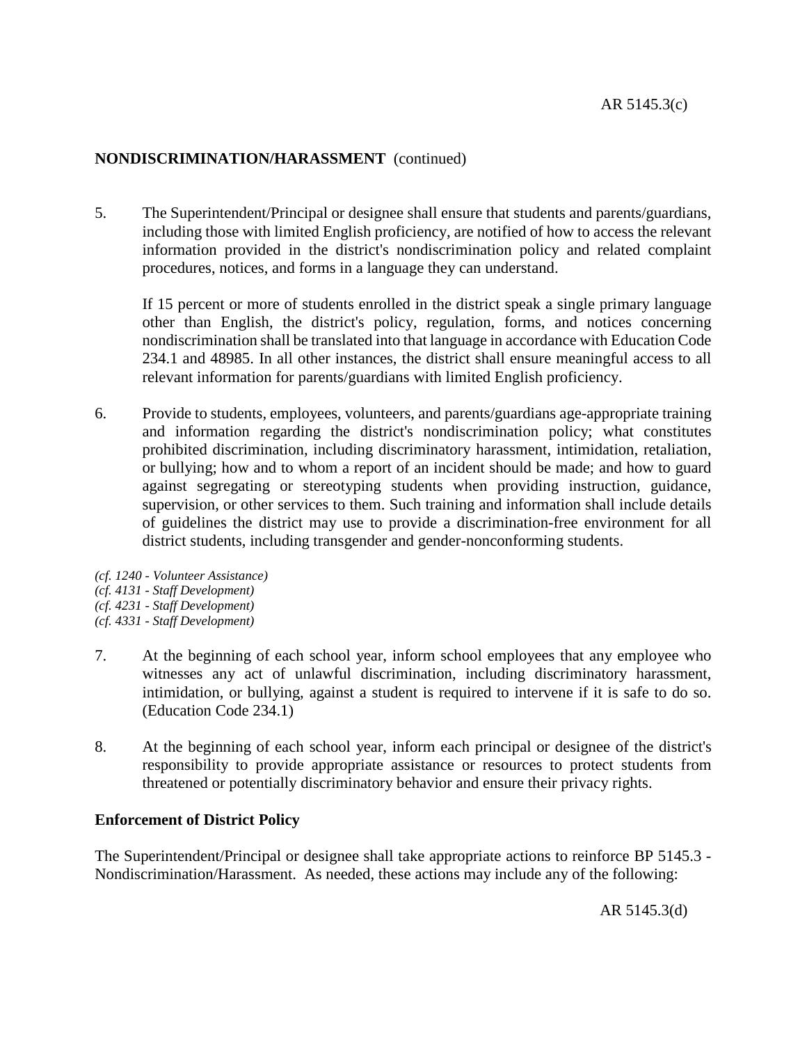**NONDISCRIMINATION/HARASSMENT** (continued)

5. The Superintendent/Principal or designee shall ensure that students and parents/guardians, including those with limited English proficiency, are notified of how to access the relevant information provided in the district's nondiscrimination policy and related complaint procedures, notices, and forms in a language they can understand.

   If 15 percent or more of students enrolled in the district speak a single primary language other than English, the district's policy, regulation, forms, and notices concerning nondiscrimination shall be translated into that language in accordance with Education Code 234.1 and 48985. In all other instances, the district shall ensure meaningful access to all relevant information for parents/guardians with limited English proficiency.

6. Provide to students, employees, volunteers, and parents/guardians age-appropriate training and information regarding the district's nondiscrimination policy; what constitutes prohibited discrimination, including discriminatory harassment, intimidation, retaliation, or bullying; how and to whom a report of an incident should be made; and how to guard against segregating or stereotyping students when providing instruction, guidance, supervision, or other services to them. Such training and information shall include details of guidelines the district may use to provide a discrimination-free environment for all district students, including transgender and gender-nonconforming students.

*(cf. 1240 - Volunteer Assistance)*
*(cf. 4131 - Staff Development)*
*(cf. 4231 - Staff Development)*
*(cf. 4331 - Staff Development)*

7. At the beginning of each school year, inform school employees that any employee who witnesses any act of unlawful discrimination, including discriminatory harassment, intimidation, or bullying, against a student is required to intervene if it is safe to do so. (Education Code 234.1)

8. At the beginning of each school year, inform each principal or designee of the district's responsibility to provide appropriate assistance or resources to protect students from threatened or potentially discriminatory behavior and ensure their privacy rights.

**Enforcement of District Policy**

The Superintendent/Principal or designee shall take appropriate actions to reinforce BP 5145.3 - Nondiscrimination/Harassment. As needed, these actions may include any of the following: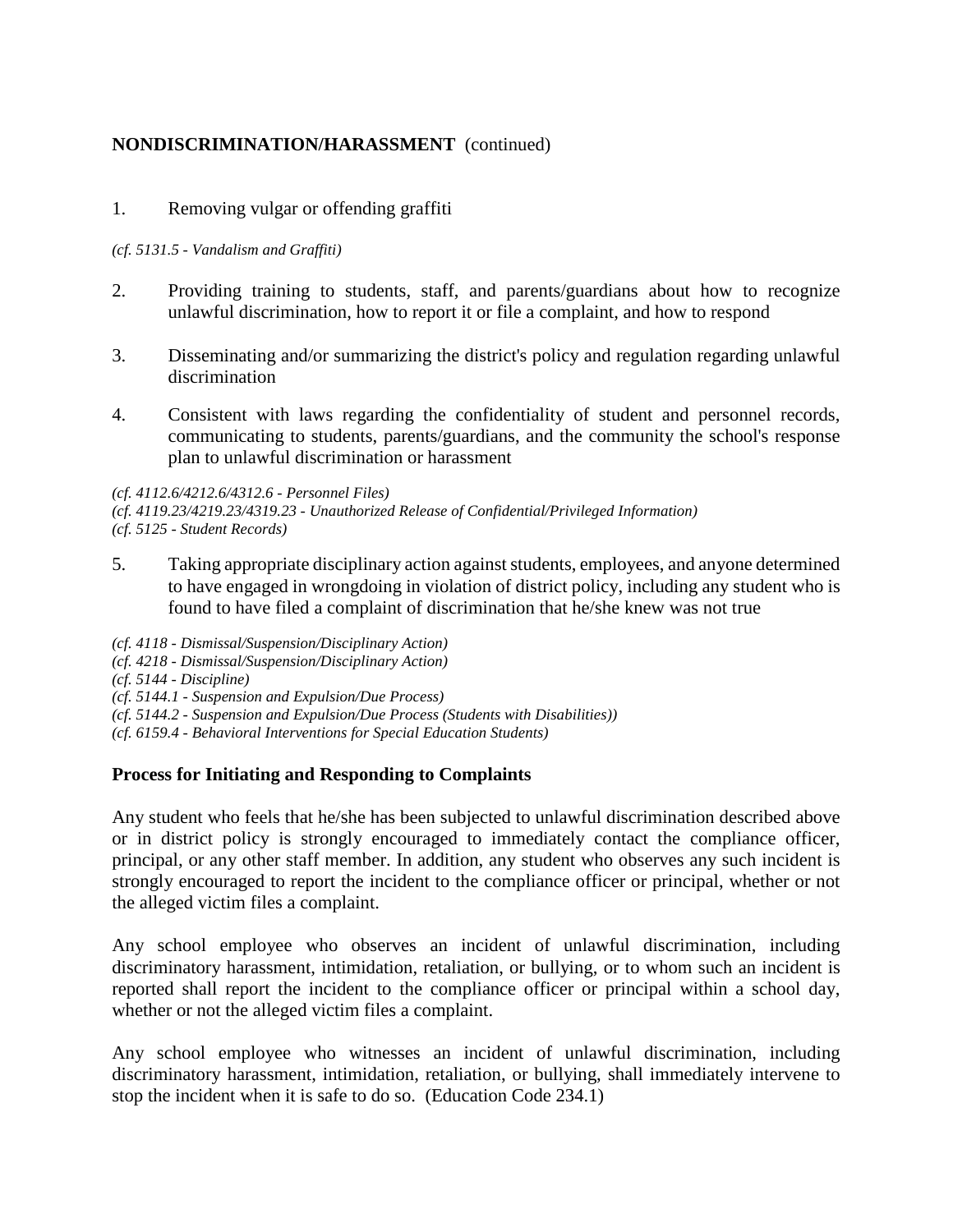**NONDISCRIMINATION/HARASSMENT** (continued)

1. Removing vulgar or offending graffiti

*(cf. 5131.5 - Vandalism and Graffiti)*

2. Providing training to students, staff, and parents/guardians about how to recognize unlawful discrimination, how to report it or file a complaint, and how to respond

3. Disseminating and/or summarizing the district's policy and regulation regarding unlawful discrimination

4. Consistent with laws regarding the confidentiality of student and personnel records, communicating to students, parents/guardians, and the community the school's response plan to unlawful discrimination or harassment

*(cf. 4112.6/4212.6/4312.6 - Personnel Files)*
*(cf. 4119.23/4219.23/4319.23 - Unauthorized Release of Confidential/Privileged Information)*
*(cf. 5125 - Student Records)*

5. Taking appropriate disciplinary action against students, employees, and anyone determined to have engaged in wrongdoing in violation of district policy, including any student who is found to have filed a complaint of discrimination that he/she knew was not true

*(cf. 4118 - Dismissal/Suspension/Disciplinary Action)*
*(cf. 4218 - Dismissal/Suspension/Disciplinary Action)*
*(cf. 5144 - Discipline)*
*(cf. 5144.1 - Suspension and Expulsion/Due Process)*
*(cf. 5144.2 - Suspension and Expulsion/Due Process (Students with Disabilities))*
*(cf. 6159.4 - Behavioral Interventions for Special Education Students)*

**Process for Initiating and Responding to Complaints**

Any student who feels that he/she has been subjected to unlawful discrimination described above or in district policy is strongly encouraged to immediately contact the compliance officer, principal, or any other staff member. In addition, any student who observes any such incident is strongly encouraged to report the incident to the compliance officer or principal, whether or not the alleged victim files a complaint.

Any school employee who observes an incident of unlawful discrimination, including discriminatory harassment, intimidation, retaliation, or bullying, or to whom such an incident is reported shall report the incident to the compliance officer or principal within a school day, whether or not the alleged victim files a complaint.

Any school employee who witnesses an incident of unlawful discrimination, including discriminatory harassment, intimidation, retaliation, or bullying, shall immediately intervene to stop the incident when it is safe to do so. (Education Code 234.1)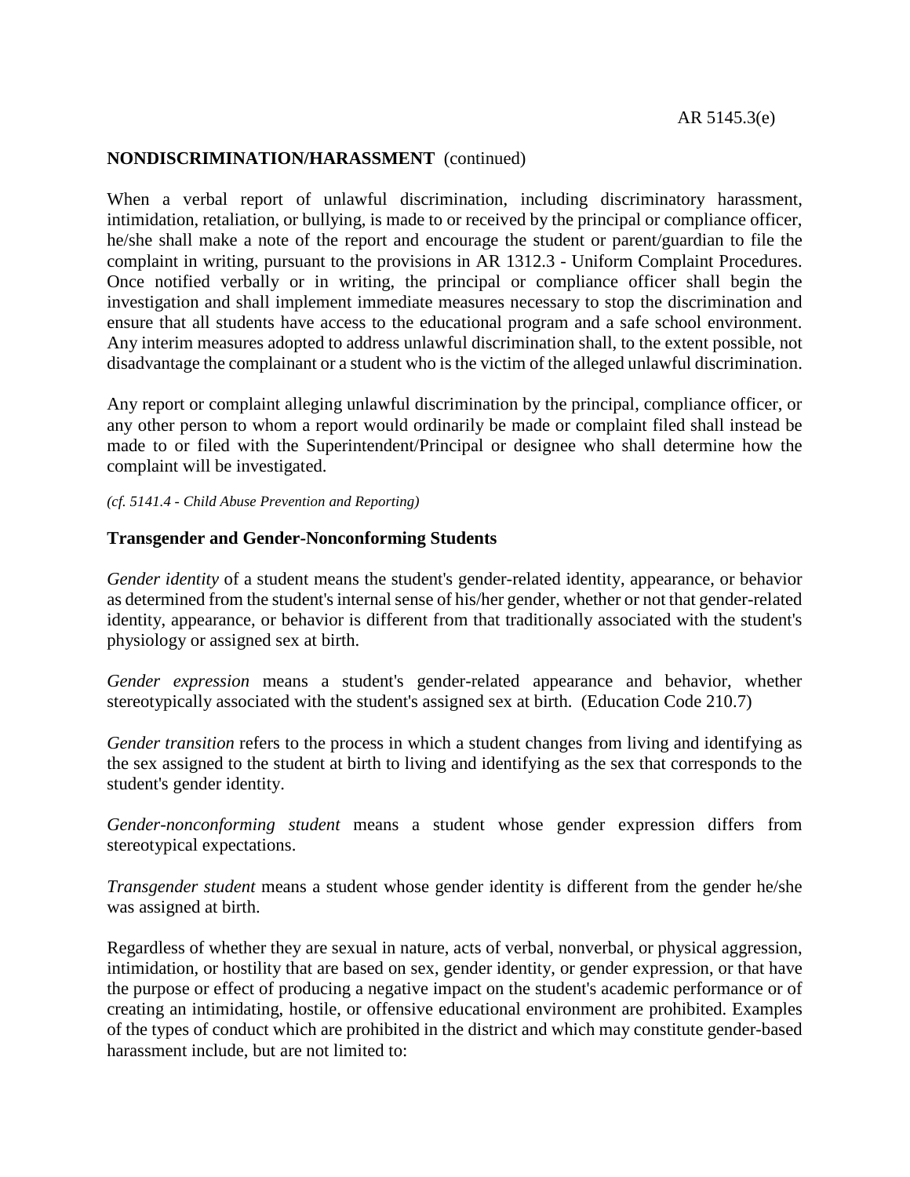**NONDISCRIMINATION/HARASSMENT** (continued)

When a verbal report of unlawful discrimination, including discriminatory harassment, intimidation, retaliation, or bullying, is made to or received by the principal or compliance officer, he/she shall make a note of the report and encourage the student or parent/guardian to file the complaint in writing, pursuant to the provisions in AR 1312.3 - Uniform Complaint Procedures. Once notified verbally or in writing, the principal or compliance officer shall begin the investigation and shall implement immediate measures necessary to stop the discrimination and ensure that all students have access to the educational program and a safe school environment. Any interim measures adopted to address unlawful discrimination shall, to the extent possible, not disadvantage the complainant or a student who is the victim of the alleged unlawful discrimination.

Any report or complaint alleging unlawful discrimination by the principal, compliance officer, or any other person to whom a report would ordinarily be made or complaint filed shall instead be made to or filed with the Superintendent/Principal or designee who shall determine how the complaint will be investigated.

*(cf. 5141.4 - Child Abuse Prevention and Reporting)*

**Transgender and Gender-Nonconforming Students**

*Gender identity* of a student means the student's gender-related identity, appearance, or behavior as determined from the student's internal sense of his/her gender, whether or not that gender-related identity, appearance, or behavior is different from that traditionally associated with the student's physiology or assigned sex at birth.

*Gender expression* means a student's gender-related appearance and behavior, whether stereotypically associated with the student's assigned sex at birth. (Education Code 210.7)

*Gender transition* refers to the process in which a student changes from living and identifying as the sex assigned to the student at birth to living and identifying as the sex that corresponds to the student's gender identity.

*Gender-nonconforming student* means a student whose gender expression differs from stereotypical expectations.

*Transgender student* means a student whose gender identity is different from the gender he/she was assigned at birth.

Regardless of whether they are sexual in nature, acts of verbal, nonverbal, or physical aggression, intimidation, or hostility that are based on sex, gender identity, or gender expression, or that have the purpose or effect of producing a negative impact on the student's academic performance or of creating an intimidating, hostile, or offensive educational environment are prohibited. Examples of the types of conduct which are prohibited in the district and which may constitute gender-based harassment include, but are not limited to: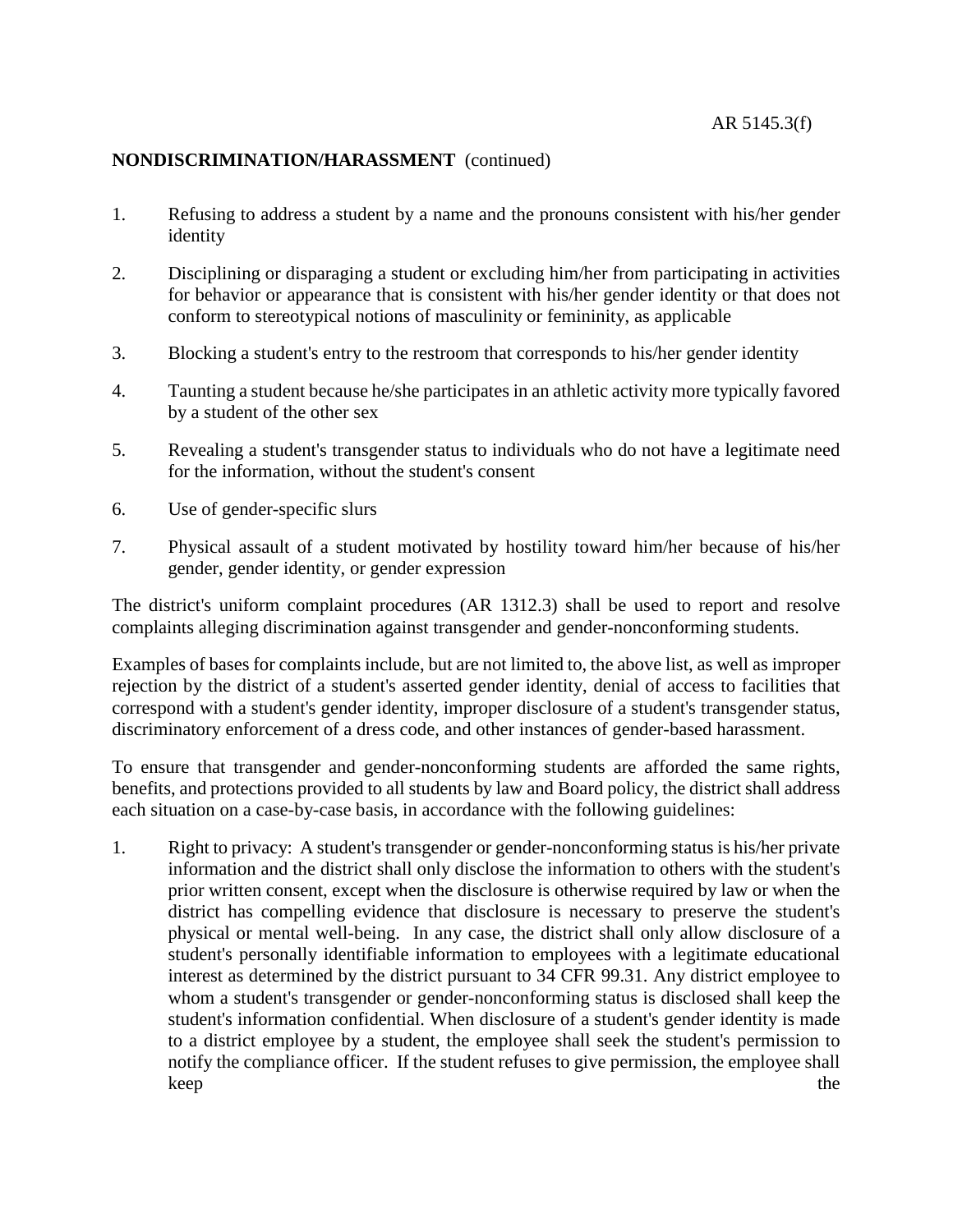**NONDISCRIMINATION/HARASSMENT** (continued)

1. Refusing to address a student by a name and the pronouns consistent with his/her gender identity

2. Disciplining or disparaging a student or excluding him/her from participating in activities for behavior or appearance that is consistent with his/her gender identity or that does not conform to stereotypical notions of masculinity or femininity, as applicable

3. Blocking a student's entry to the restroom that corresponds to his/her gender identity

4. Taunting a student because he/she participates in an athletic activity more typically favored by a student of the other sex

5. Revealing a student's transgender status to individuals who do not have a legitimate need for the information, without the student's consent

6. Use of gender-specific slurs

7. Physical assault of a student motivated by hostility toward him/her because of his/her gender, gender identity, or gender expression

The district's uniform complaint procedures (AR 1312.3) shall be used to report and resolve complaints alleging discrimination against transgender and gender-nonconforming students.

Examples of bases for complaints include, but are not limited to, the above list, as well as improper rejection by the district of a student's asserted gender identity, denial of access to facilities that correspond with a student's gender identity, improper disclosure of a student's transgender status, discriminatory enforcement of a dress code, and other instances of gender-based harassment.

To ensure that transgender and gender-nonconforming students are afforded the same rights, benefits, and protections provided to all students by law and Board policy, the district shall address each situation on a case-by-case basis, in accordance with the following guidelines:

1. Right to privacy: A student's transgender or gender-nonconforming status is his/her private information and the district shall only disclose the information to others with the student's prior written consent, except when the disclosure is otherwise required by law or when the district has compelling evidence that disclosure is necessary to preserve the student's physical or mental well-being. In any case, the district shall only allow disclosure of a student's personally identifiable information to employees with a legitimate educational interest as determined by the district pursuant to 34 CFR 99.31. Any district employee to whom a student's transgender or gender-nonconforming status is disclosed shall keep the student's information confidential. When disclosure of a student's gender identity is made to a district employee by a student, the employee shall seek the student's permission to notify the compliance officer. If the student refuses to give permission, the employee shall keep the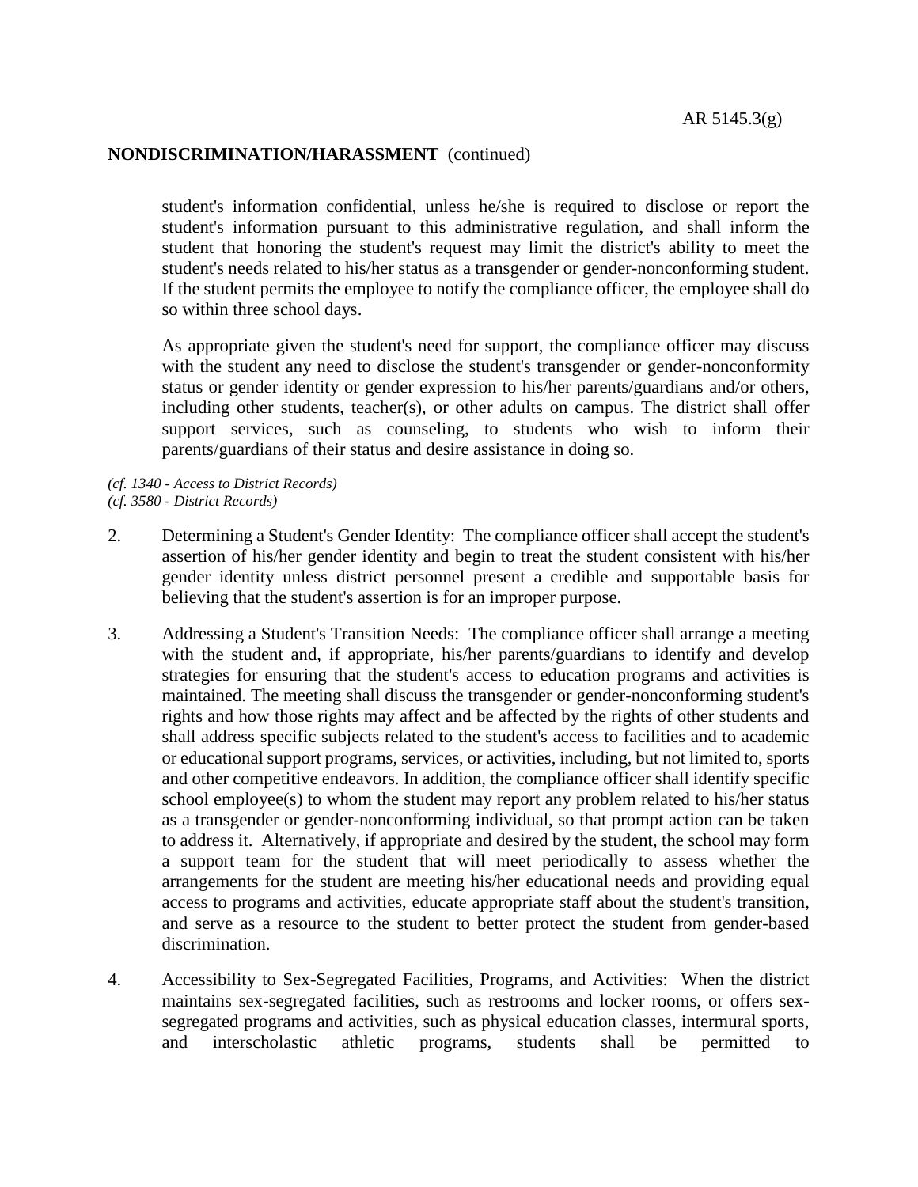**NONDISCRIMINATION/HARASSMENT** (continued)

student's information confidential, unless he/she is required to disclose or report the student's information pursuant to this administrative regulation, and shall inform the student that honoring the student's request may limit the district's ability to meet the student's needs related to his/her status as a transgender or gender-nonconforming student. If the student permits the employee to notify the compliance officer, the employee shall do so within three school days.

As appropriate given the student's need for support, the compliance officer may discuss with the student any need to disclose the student's transgender or gender-nonconformity status or gender identity or gender expression to his/her parents/guardians and/or others, including other students, teacher(s), or other adults on campus. The district shall offer support services, such as counseling, to students who wish to inform their parents/guardians of their status and desire assistance in doing so.

*(cf. 1340 - Access to District Records)*
*(cf. 3580 - District Records)*

2. Determining a Student's Gender Identity: The compliance officer shall accept the student's assertion of his/her gender identity and begin to treat the student consistent with his/her gender identity unless district personnel present a credible and supportable basis for believing that the student's assertion is for an improper purpose.

3. Addressing a Student's Transition Needs: The compliance officer shall arrange a meeting with the student and, if appropriate, his/her parents/guardians to identify and develop strategies for ensuring that the student's access to education programs and activities is maintained. The meeting shall discuss the transgender or gender-nonconforming student's rights and how those rights may affect and be affected by the rights of other students and shall address specific subjects related to the student's access to facilities and to academic or educational support programs, services, or activities, including, but not limited to, sports and other competitive endeavors. In addition, the compliance officer shall identify specific school employee(s) to whom the student may report any problem related to his/her status as a transgender or gender-nonconforming individual, so that prompt action can be taken to address it. Alternatively, if appropriate and desired by the student, the school may form a support team for the student that will meet periodically to assess whether the arrangements for the student are meeting his/her educational needs and providing equal access to programs and activities, educate appropriate staff about the student's transition, and serve as a resource to the student to better protect the student from gender-based discrimination.

4. Accessibility to Sex-Segregated Facilities, Programs, and Activities: When the district maintains sex-segregated facilities, such as restrooms and locker rooms, or offers sex-segregated programs and activities, such as physical education classes, intermural sports, and interscholastic athletic programs, students shall be permitted to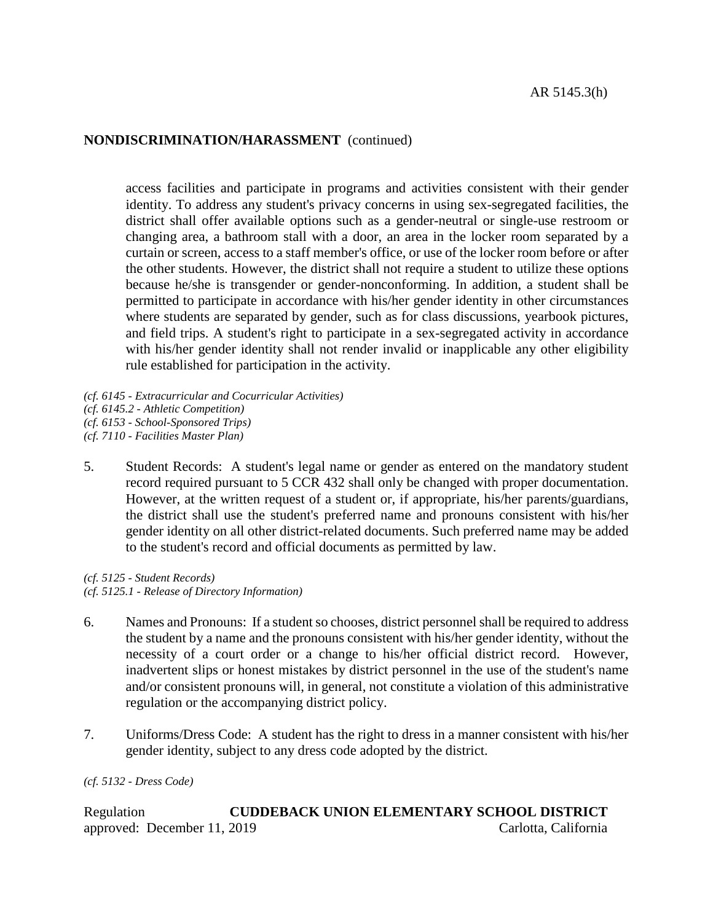access facilities and participate in programs and activities consistent with their gender identity. To address any student's privacy concerns in using sex-segregated facilities, the district shall offer available options such as a gender-neutral or single-use restroom or changing area, a bathroom stall with a door, an area in the locker room separated by a curtain or screen, access to a staff member's office, or use of the locker room before or after the other students. However, the district shall not require a student to utilize these options because he/she is transgender or gender-nonconforming. In addition, a student shall be permitted to participate in accordance with his/her gender identity in other circumstances where students are separated by gender, such as for class discussions, yearbook pictures, and field trips. A student's right to participate in a sex-segregated activity in accordance with his/her gender identity shall not render invalid or inapplicable any other eligibility rule established for participation in the activity.

*(cf. 6145 - Extracurricular and Cocurricular Activities)*
*(cf. 6145.2 - Athletic Competition)*
*(cf. 6153 - School-Sponsored Trips)*
*(cf. 7110 - Facilities Master Plan)*

5. Student Records: A student's legal name or gender as entered on the mandatory student record required pursuant to 5 CCR 432 shall only be changed with proper documentation. However, at the written request of a student or, if appropriate, his/her parents/guardians, the district shall use the student's preferred name and pronouns consistent with his/her gender identity on all other district-related documents. Such preferred name may be added to the student's record and official documents as permitted by law.

*(cf. 5125 - Student Records)*
*(cf. 5125.1 - Release of Directory Information)*

6. Names and Pronouns: If a student so chooses, district personnel shall be required to address the student by a name and the pronouns consistent with his/her gender identity, without the necessity of a court order or a change to his/her official district record. However, inadvertent slips or honest mistakes by district personnel in the use of the student's name and/or consistent pronouns will, in general, not constitute a violation of this administrative regulation or the accompanying district policy.

7. Uniforms/Dress Code: A student has the right to dress in a manner consistent with his/her gender identity, subject to any dress code adopted by the district.

*(cf. 5132 - Dress Code)*

Regulation **CUDDEBACK UNION ELEMENTARY SCHOOL DISTRICT**
approved: December 11, 2019 Carlotta, California